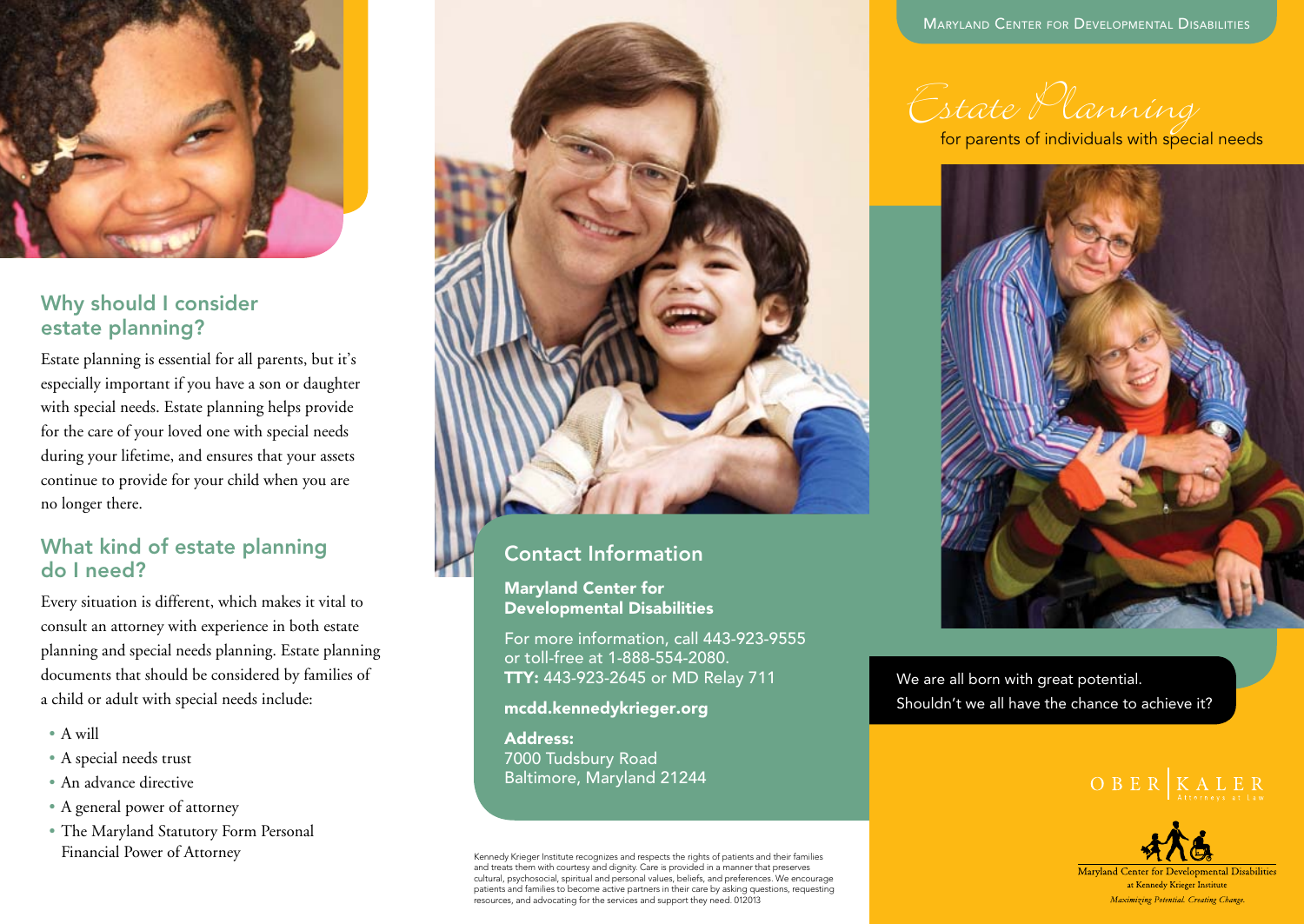## Why should I consider estate planning?

Estate planning is essential for all parents, but it's especially important if you have a son or daughter with special needs. Estate planning helps provide for the care of your loved one with special needs during your lifetime, and ensures that your assets continue to provide for your child when you are no longer there.

## What kind of estate planning do I need?

Every situation is different, which makes it vital to consult an attorney with experience in both estate planning and special needs planning. Estate planning documents that should be considered by families of a child or adult with special needs include:

- A will
- A special needs trust
- An advance directive
- A general power of attorney
- The Maryland Statutory Form Personal Financial Power of Attorney

## Contact Information

**Maryland Center for Developmental Disabilities**

For more information, call 443-923-9555 or toll-free at 1-888-554-2080.
**TTY:** 443-923-2645 or MD Relay 711

**mcdd.kennedykrieger.org**

**Address:**
7000 Tudsbury Road
Baltimore, Maryland 21244

Kennedy Krieger Institute recognizes and respects the rights of patients and their families and treats them with courtesy and dignity. Care is provided in a manner that preserves cultural, psychosocial, spiritual and personal values, beliefs, and preferences. We encourage patients and families to become active partners in their care by asking questions, requesting resources, and advocating for the services and support they need. 012013

MARYLAND CENTER FOR DEVELOPMENTAL DISABILITIES

# *Estate Planning*

for parents of individuals with special needs

We are all born with great potential.
Shouldn't we all have the chance to achieve it?

OBER | KALER
Attorneys at Law

Maryland Center for Developmental Disabilities
at Kennedy Krieger Institute
*Maximizing Potential. Creating Change.*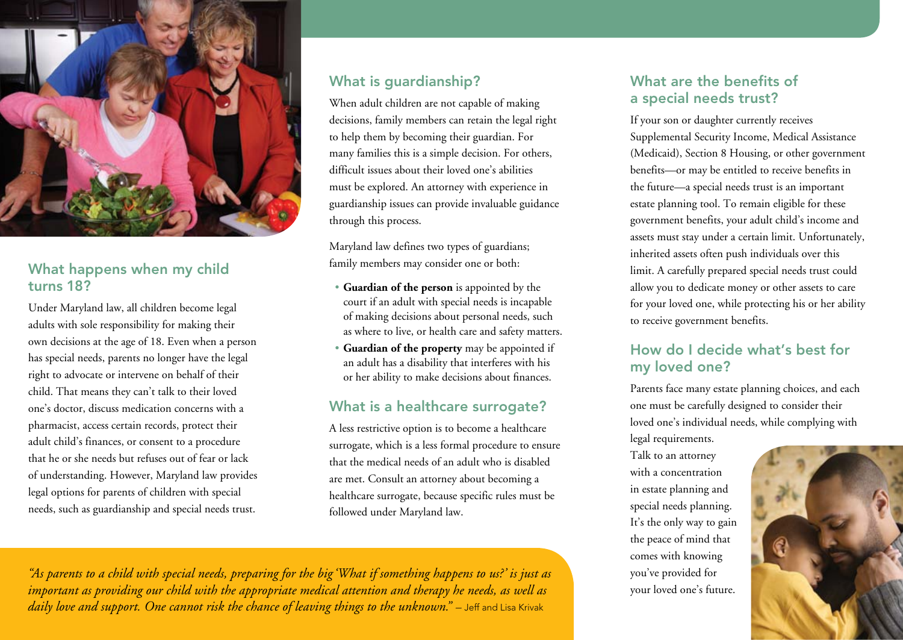## What happens when my child turns 18?

Under Maryland law, all children become legal adults with sole responsibility for making their own decisions at the age of 18. Even when a person has special needs, parents no longer have the legal right to advocate or intervene on behalf of their child. That means they can't talk to their loved one's doctor, discuss medication concerns with a pharmacist, access certain records, protect their adult child's finances, or consent to a procedure that he or she needs but refuses out of fear or lack of understanding. However, Maryland law provides legal options for parents of children with special needs, such as guardianship and special needs trust.

## What is guardianship?

When adult children are not capable of making decisions, family members can retain the legal right to help them by becoming their guardian. For many families this is a simple decision. For others, difficult issues about their loved one's abilities must be explored. An attorney with experience in guardianship issues can provide invaluable guidance through this process.

Maryland law defines two types of guardians; family members may consider one or both:

- **Guardian of the person** is appointed by the court if an adult with special needs is incapable of making decisions about personal needs, such as where to live, or health care and safety matters.
- **Guardian of the property** may be appointed if an adult has a disability that interferes with his or her ability to make decisions about finances.

## What is a healthcare surrogate?

A less restrictive option is to become a healthcare surrogate, which is a less formal procedure to ensure that the medical needs of an adult who is disabled are met. Consult an attorney about becoming a healthcare surrogate, because specific rules must be followed under Maryland law.

## What are the benefits of a special needs trust?

If your son or daughter currently receives Supplemental Security Income, Medical Assistance (Medicaid), Section 8 Housing, or other government benefits—or may be entitled to receive benefits in the future—a special needs trust is an important estate planning tool. To remain eligible for these government benefits, your adult child's income and assets must stay under a certain limit. Unfortunately, inherited assets often push individuals over this limit. A carefully prepared special needs trust could allow you to dedicate money or other assets to care for your loved one, while protecting his or her ability to receive government benefits.

## How do I decide what's best for my loved one?

Parents face many estate planning choices, and each one must be carefully designed to consider their loved one's individual needs, while complying with legal requirements. Talk to an attorney with a concentration in estate planning and special needs planning. It's the only way to gain the peace of mind that comes with knowing you've provided for your loved one's future.

*"As parents to a child with special needs, preparing for the big 'What if something happens to us?' is just as important as providing our child with the appropriate medical attention and therapy he needs, as well as daily love and support. One cannot risk the chance of leaving things to the unknown."* – Jeff and Lisa Krivak